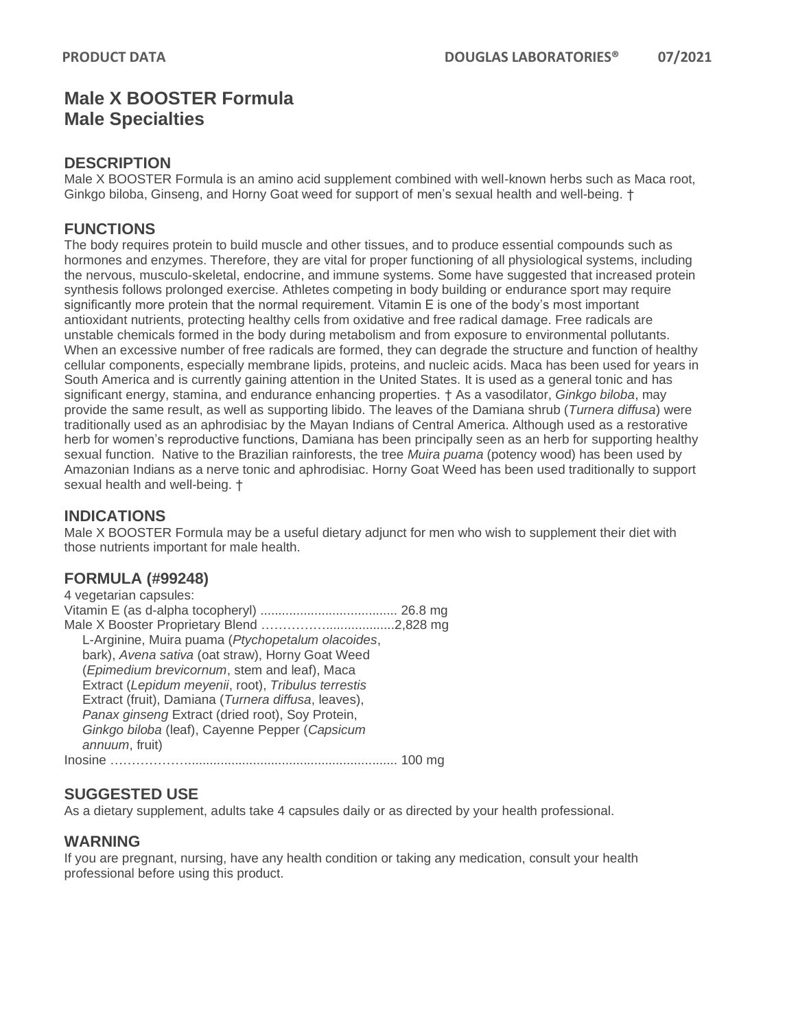# Male X BOOSTER Formula
# Male Specialties

## DESCRIPTION

Male X BOOSTER Formula is an amino acid supplement combined with well-known herbs such as Maca root, Ginkgo biloba, Ginseng, and Horny Goat weed for support of men's sexual health and well-being. †

## FUNCTIONS

The body requires protein to build muscle and other tissues, and to produce essential compounds such as hormones and enzymes. Therefore, they are vital for proper functioning of all physiological systems, including the nervous, musculo-skeletal, endocrine, and immune systems. Some have suggested that increased protein synthesis follows prolonged exercise. Athletes competing in body building or endurance sport may require significantly more protein that the normal requirement. Vitamin E is one of the body's most important antioxidant nutrients, protecting healthy cells from oxidative and free radical damage. Free radicals are unstable chemicals formed in the body during metabolism and from exposure to environmental pollutants. When an excessive number of free radicals are formed, they can degrade the structure and function of healthy cellular components, especially membrane lipids, proteins, and nucleic acids. Maca has been used for years in South America and is currently gaining attention in the United States. It is used as a general tonic and has significant energy, stamina, and endurance enhancing properties. † As a vasodilator, *Ginkgo biloba*, may provide the same result, as well as supporting libido. The leaves of the Damiana shrub (*Turnera diffusa*) were traditionally used as an aphrodisiac by the Mayan Indians of Central America. Although used as a restorative herb for women's reproductive functions, Damiana has been principally seen as an herb for supporting healthy sexual function. Native to the Brazilian rainforests, the tree *Muira puama* (potency wood) has been used by Amazonian Indians as a nerve tonic and aphrodisiac. Horny Goat Weed has been used traditionally to support sexual health and well-being. †

## INDICATIONS

Male X BOOSTER Formula may be a useful dietary adjunct for men who wish to supplement their diet with those nutrients important for male health.

## FORMULA (#99248)

4 vegetarian capsules:

Vitamin E (as d-alpha tocopheryl) ...................................... 26.8 mg
Male X Booster Proprietary Blend ……………..................2,828 mg
L-Arginine, Muira puama (*Ptychopetalum olacoides*, bark), *Avena sativa* (oat straw), Horny Goat Weed (*Epimedium brevicornum*, stem and leaf), Maca Extract (*Lepidum meyenii*, root), *Tribulus terrestis* Extract (fruit), Damiana (*Turnera diffusa*, leaves), *Panax ginseng* Extract (dried root), Soy Protein, *Ginkgo biloba* (leaf), Cayenne Pepper (*Capsicum annuum*, fruit)
Inosine ……………........................................................... 100 mg

## SUGGESTED USE

As a dietary supplement, adults take 4 capsules daily or as directed by your health professional.

## WARNING

If you are pregnant, nursing, have any health condition or taking any medication, consult your health professional before using this product.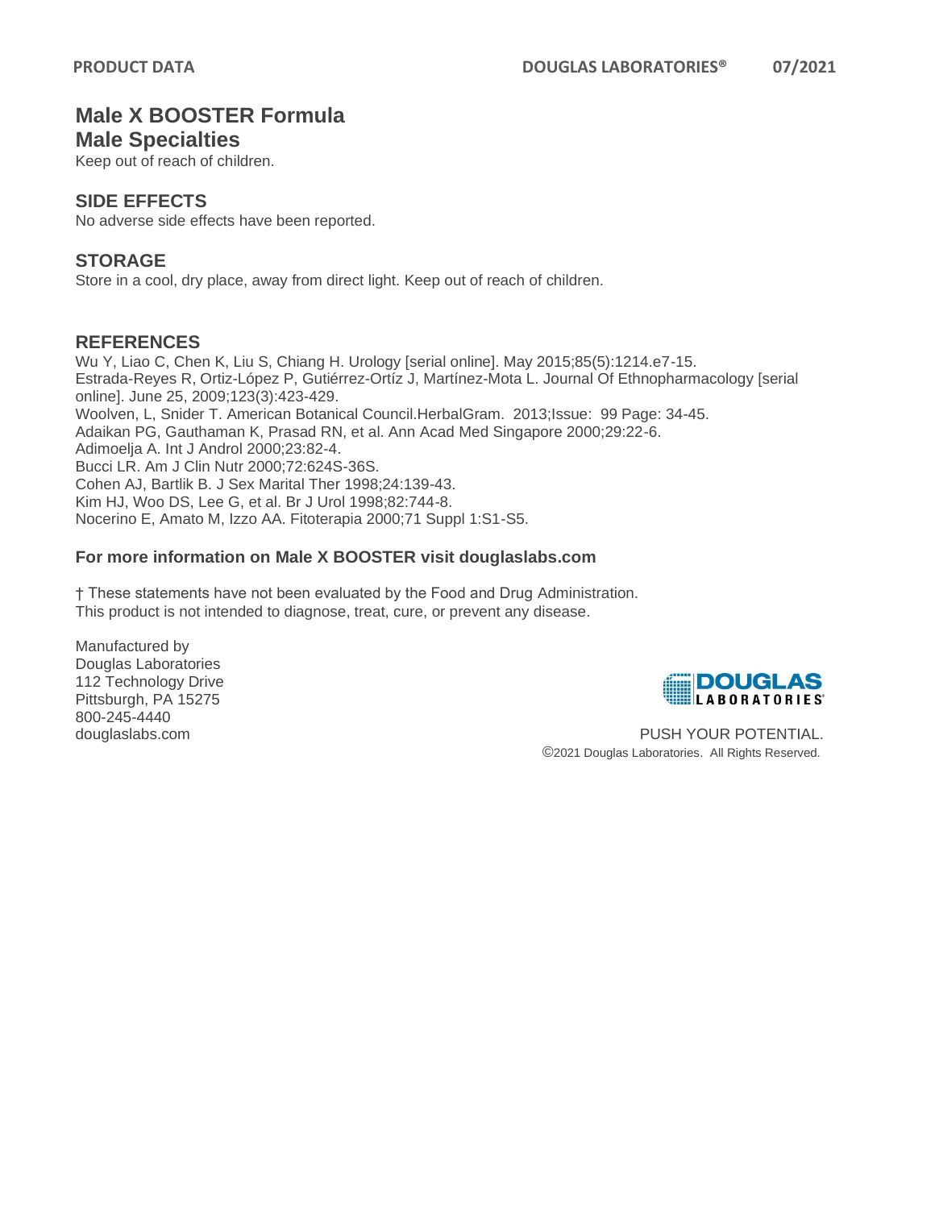# Male X BOOSTER Formula

## Male Specialties

Keep out of reach of children.

## SIDE EFFECTS

No adverse side effects have been reported.

## STORAGE

Store in a cool, dry place, away from direct light. Keep out of reach of children.

## REFERENCES

Wu Y, Liao C, Chen K, Liu S, Chiang H. Urology [serial online]. May 2015;85(5):1214.e7-15.
Estrada-Reyes R, Ortiz-López P, Gutiérrez-Ortíz J, Martínez-Mota L. Journal Of Ethnopharmacology [serial online]. June 25, 2009;123(3):423-429.
Woolven, L, Snider T. American Botanical Council.HerbalGram. 2013;Issue: 99 Page: 34-45.
Adaikan PG, Gauthaman K, Prasad RN, et al. Ann Acad Med Singapore 2000;29:22-6.
Adimoelja A. Int J Androl 2000;23:82-4.
Bucci LR. Am J Clin Nutr 2000;72:624S-36S.
Cohen AJ, Bartlik B. J Sex Marital Ther 1998;24:139-43.
Kim HJ, Woo DS, Lee G, et al. Br J Urol 1998;82:744-8.
Nocerino E, Amato M, Izzo AA. Fitoterapia 2000;71 Suppl 1:S1-S5.

**For more information on Male X BOOSTER visit douglaslabs.com**

† These statements have not been evaluated by the Food and Drug Administration.
This product is not intended to diagnose, treat, cure, or prevent any disease.

Manufactured by
Douglas Laboratories
112 Technology Drive
Pittsburgh, PA 15275
800-245-4440
douglaslabs.com

DOUGLAS LABORATORIES®

PUSH YOUR POTENTIAL.
©2021 Douglas Laboratories. All Rights Reserved.